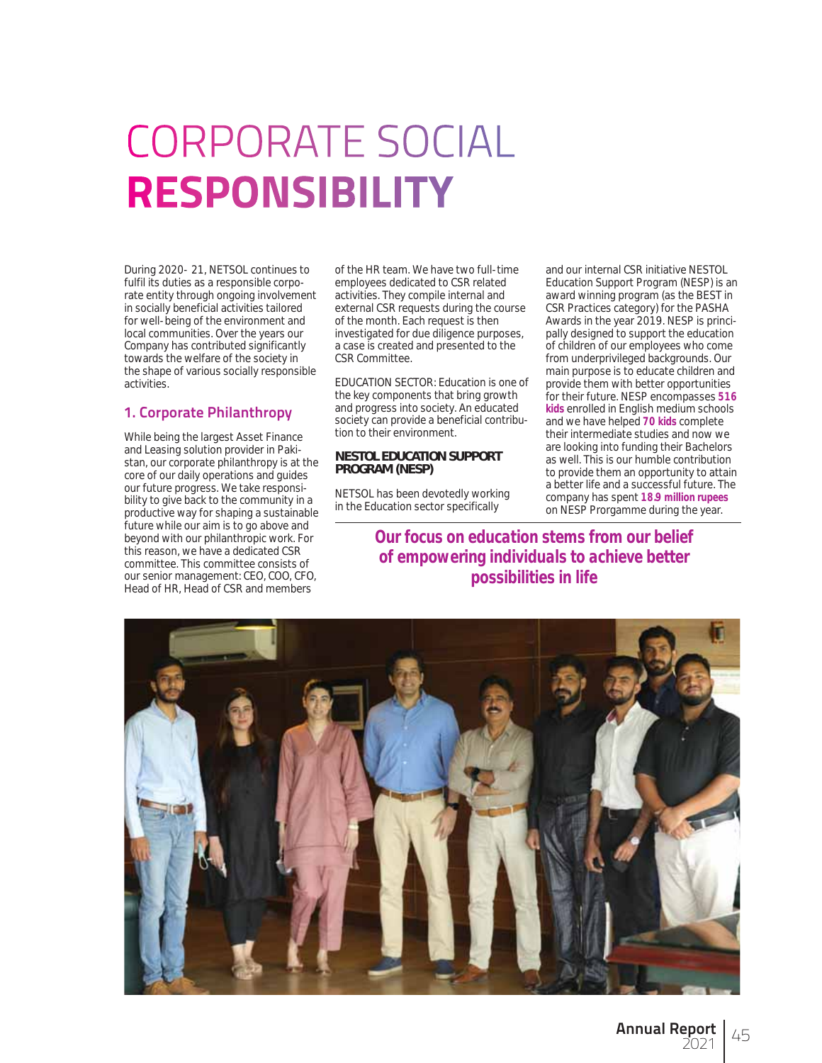# CORPORATE SOCIAL **RESPONSIBILITY**

During 2020- 21, NETSOL continues to fulfil its duties as a responsible corporate entity through ongoing involvement in socially beneficial activities tailored for well-being of the environment and local communities. Over the years our Company has contributed significantly towards the welfare of the society in the shape of various socially responsible activities.

## 1. Corporate Philanthropy

While being the largest Asset Finance and Leasing solution provider in Pakistan, our corporate philanthropy is at the core of our daily operations and guides our future progress. We take responsibility to give back to the community in a productive way for shaping a sustainable future while our aim is to go above and beyond with our philanthropic work. For this reason, we have a dedicated CSR committee. This committee consists of our senior management: CEO, COO, CFO, Head of HR, Head of CSR and members of the HR team. We have two full-time employees dedicated to CSR related activities. They compile internal and external CSR requests during the course of the month. Each request is then investigated for due diligence purposes, a case is created and presented to the CSR Committee.

EDUCATION SECTOR: Education is one of the key components that bring growth and progress into society. An educated society can provide a beneficial contribution to their environment.

**NESTOL EDUCATION SUPPORT PROGRAM (NESP)**

NETSOL has been devotedly working in the Education sector specifically and our internal CSR initiative NESTOL Education Support Program (NESP) is an award winning program (as the BEST in CSR Practices category) for the PASHA Awards in the year 2019. NESP is principally designed to support the education of children of our employees who come from underprivileged backgrounds. Our main purpose is to educate children and provide them with better opportunities for their future. NESP encompasses **516 kids** enrolled in English medium schools and we have helped **70 kids** complete their intermediate studies and now we are looking into funding their Bachelors as well. This is our humble contribution to provide them an opportunity to attain a better life and a successful future. The company has spent **18.9 million rupees** on NESP Prorgamme during the year.

**Our focus on education stems from our belief of empowering individuals to achieve better possibilities in life**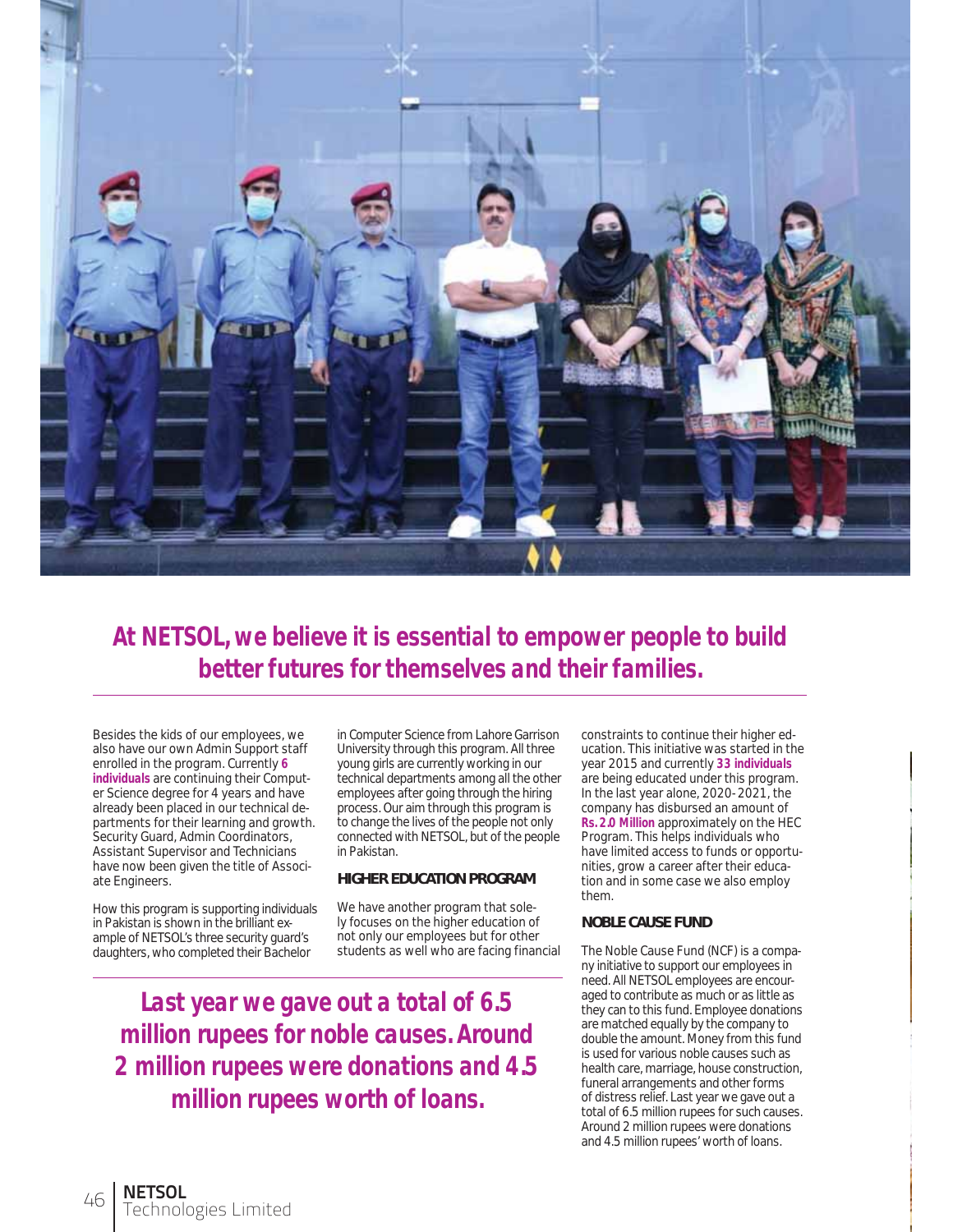## At NETSOL, we believe it is essential to empower people to build better futures for themselves and their families.

Besides the kids of our employees, we also have our own Admin Support staff enrolled in the program. Currently **6 individuals** are continuing their Computer Science degree for 4 years and have already been placed in our technical departments for their learning and growth. Security Guard, Admin Coordinators, Assistant Supervisor and Technicians have now been given the title of Associate Engineers.

How this program is supporting individuals in Pakistan is shown in the brilliant example of NETSOL's three security guard's daughters, who completed their Bachelor in Computer Science from Lahore Garrison University through this program. All three young girls are currently working in our technical departments among all the other employees after going through the hiring process. Our aim through this program is to change the lives of the people not only connected with NETSOL, but of the people in Pakistan.

### HIGHER EDUCATION PROGRAM

We have another program that solely focuses on the higher education of not only our employees but for other students as well who are facing financial constraints to continue their higher education. This initiative was started in the year 2015 and currently **33 individuals** are being educated under this program. In the last year alone, 2020-2021, the company has disbursed an amount of **Rs.2.0 Million** approximately on the HEC Program. This helps individuals who have limited access to funds or opportunities, grow a career after their education and in some case we also employ them.

### NOBLE CAUSE FUND

The Noble Cause Fund (NCF) is a company initiative to support our employees in need. All NETSOL employees are encouraged to contribute as much or as little as they can to this fund. Employee donations are matched equally by the company to double the amount. Money from this fund is used for various noble causes such as health care, marriage, house construction, funeral arrangements and other forms of distress relief. Last year we gave out a total of 6.5 million rupees for such causes. Around 2 million rupees were donations and 4.5 million rupees' worth of loans.

**Last year we gave out a total of 6.5 million rupees for noble causes. Around 2 million rupees were donations and 4.5 million rupees worth of loans.**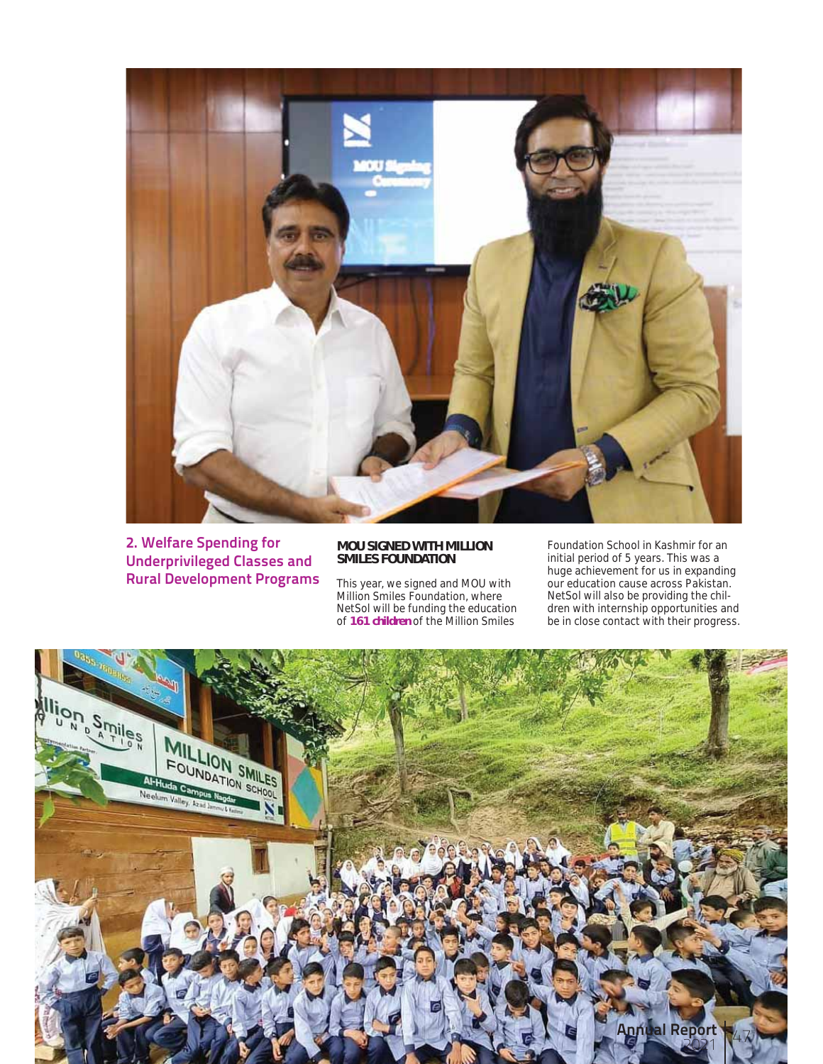## 2. Welfare Spending for Underprivileged Classes and Rural Development Programs

**MOU SIGNED WITH MILLION SMILES FOUNDATION**

This year, we signed and MOU with Million Smiles Foundation, where NetSol will be funding the education of **161 children** of the Million Smiles Foundation School in Kashmir for an initial period of 5 years. This was a huge achievement for us in expanding our education cause across Pakistan. NetSol will also be providing the children with internship opportunities and be in close contact with their progress.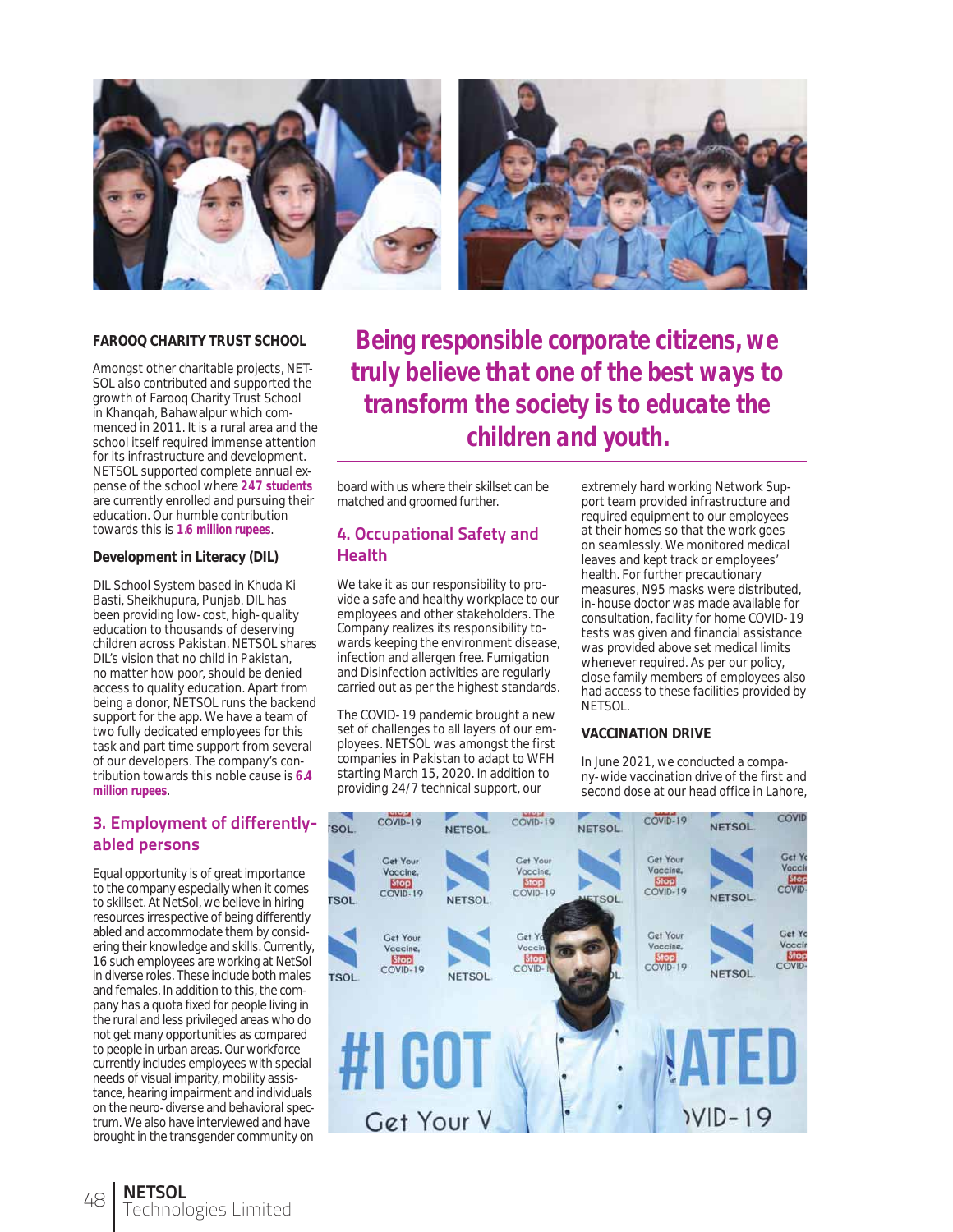**FAROOQ CHARITY TRUST SCHOOL**

Amongst other charitable projects, NETSOL also contributed and supported the growth of Farooq Charity Trust School in Khanqah, Bahawalpur which commenced in 2011. It is a rural area and the school itself required immense attention for its infrastructure and development. NETSOL supported complete annual expense of the school where **247 students** are currently enrolled and pursuing their education. Our humble contribution towards this is **1.6 million rupees**.

**Development in Literacy (DIL)**

DIL School System based in Khuda Ki Basti, Sheikhupura, Punjab. DIL has been providing low-cost, high-quality education to thousands of deserving children across Pakistan. NETSOL shares DIL's vision that no child in Pakistan, no matter how poor, should be denied access to quality education. Apart from being a donor, NETSOL runs the backend support for the app. We have a team of two fully dedicated employees for this task and part time support from several of our developers. The company's contribution towards this noble cause is **6.4 million rupees**.

## 3. Employment of differently-abled persons

Equal opportunity is of great importance to the company especially when it comes to skillset. At NetSol, we believe in hiring resources irrespective of being differently abled and accommodate them by considering their knowledge and skills. Currently, 16 such employees are working at NetSol in diverse roles. These include both males and females. In addition to this, the company has a quota fixed for people living in the rural and less privileged areas who do not get many opportunities as compared to people in urban areas. Our workforce currently includes employees with special needs of visual imparity, mobility assistance, hearing impairment and individuals on the neuro-diverse and behavioral spectrum. We also have interviewed and have brought in the transgender community on board with us where their skillset can be matched and groomed further.

***Being responsible corporate citizens, we truly believe that one of the best ways to transform the society is to educate the children and youth.***

## 4. Occupational Safety and Health

We take it as our responsibility to provide a safe and healthy workplace to our employees and other stakeholders. The Company realizes its responsibility towards keeping the environment disease, infection and allergen free. Fumigation and Disinfection activities are regularly carried out as per the highest standards.

The COVID-19 pandemic brought a new set of challenges to all layers of our employees. NETSOL was amongst the first companies in Pakistan to adapt to WFH starting March 15, 2020. In addition to providing 24/7 technical support, our extremely hard working Network Support team provided infrastructure and required equipment to our employees at their homes so that the work goes on seamlessly. We monitored medical leaves and kept track or employees' health. For further precautionary measures, N95 masks were distributed, in-house doctor was made available for consultation, facility for home COVID-19 tests was given and financial assistance was provided above set medical limits whenever required. As per our policy, close family members of employees also had access to these facilities provided by NETSOL.

**VACCINATION DRIVE**

In June 2021, we conducted a company-wide vaccination drive of the first and second dose at our head office in Lahore,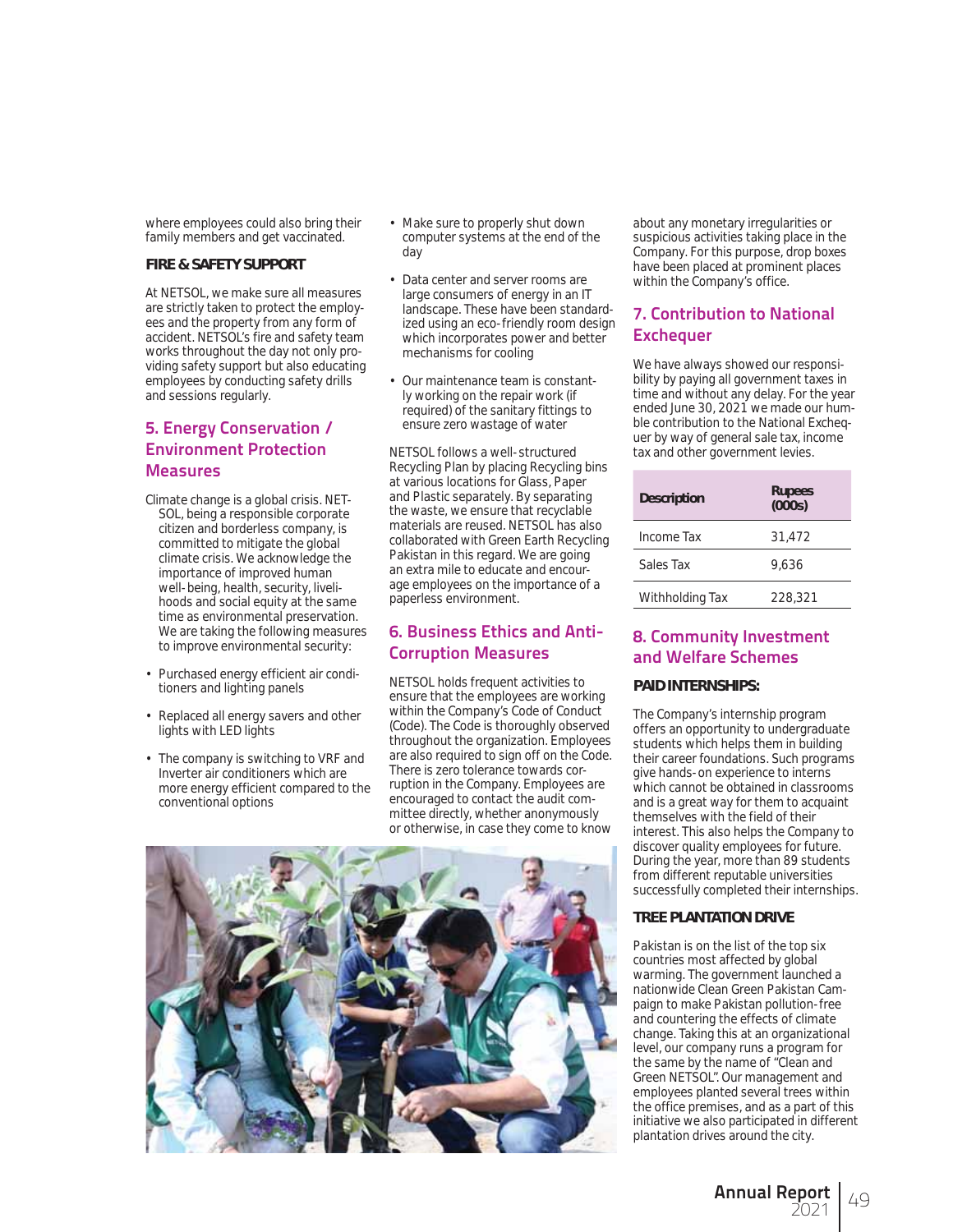where employees could also bring their family members and get vaccinated.

**FIRE & SAFETY SUPPORT**

At NETSOL, we make sure all measures are strictly taken to protect the employees and the property from any form of accident. NETSOL's fire and safety team works throughout the day not only providing safety support but also educating employees by conducting safety drills and sessions regularly.

## 5. Energy Conservation / Environment Protection Measures

Climate change is a global crisis. NETSOL, being a responsible corporate citizen and borderless company, is committed to mitigate the global climate crisis. We acknowledge the importance of improved human well-being, health, security, livelihoods and social equity at the same time as environmental preservation. We are taking the following measures to improve environmental security:

- Purchased energy efficient air conditioners and lighting panels
- Replaced all energy savers and other lights with LED lights
- The company is switching to VRF and Inverter air conditioners which are more energy efficient compared to the conventional options
- Make sure to properly shut down computer systems at the end of the day
- Data center and server rooms are large consumers of energy in an IT landscape. These have been standardized using an eco-friendly room design which incorporates power and better mechanisms for cooling
- Our maintenance team is constantly working on the repair work (if required) of the sanitary fittings to ensure zero wastage of water

NETSOL follows a well-structured Recycling Plan by placing Recycling bins at various locations for Glass, Paper and Plastic separately. By separating the waste, we ensure that recyclable materials are reused. NETSOL has also collaborated with Green Earth Recycling Pakistan in this regard. We are going an extra mile to educate and encourage employees on the importance of a paperless environment.

## 6. Business Ethics and Anti-Corruption Measures

NETSOL holds frequent activities to ensure that the employees are working within the Company's Code of Conduct (Code). The Code is thoroughly observed throughout the organization. Employees are also required to sign off on the Code. There is zero tolerance towards corruption in the Company. Employees are encouraged to contact the audit committee directly, whether anonymously or otherwise, in case they come to know about any monetary irregularities or suspicious activities taking place in the Company. For this purpose, drop boxes have been placed at prominent places within the Company's office.

## 7. Contribution to National Exchequer

We have always showed our responsibility by paying all government taxes in time and without any delay. For the year ended June 30, 2021 we made our humble contribution to the National Exchequer by way of general sale tax, income tax and other government levies.

| Description | Rupees (000s) |
|---|---|
| Income Tax | 31,472 |
| Sales Tax | 9,636 |
| Withholding Tax | 228,321 |

## 8. Community Investment and Welfare Schemes

**PAID INTERNSHIPS:**

The Company's internship program offers an opportunity to undergraduate students which helps them in building their career foundations. Such programs give hands-on experience to interns which cannot be obtained in classrooms and is a great way for them to acquaint themselves with the field of their interest. This also helps the Company to discover quality employees for future. During the year, more than 89 students from different reputable universities successfully completed their internships.

**TREE PLANTATION DRIVE**

Pakistan is on the list of the top six countries most affected by global warming. The government launched a nationwide Clean Green Pakistan Campaign to make Pakistan pollution-free and countering the effects of climate change. Taking this at an organizational level, our company runs a program for the same by the name of "Clean and Green NETSOL". Our management and employees planted several trees within the office premises, and as a part of this initiative we also participated in different plantation drives around the city.